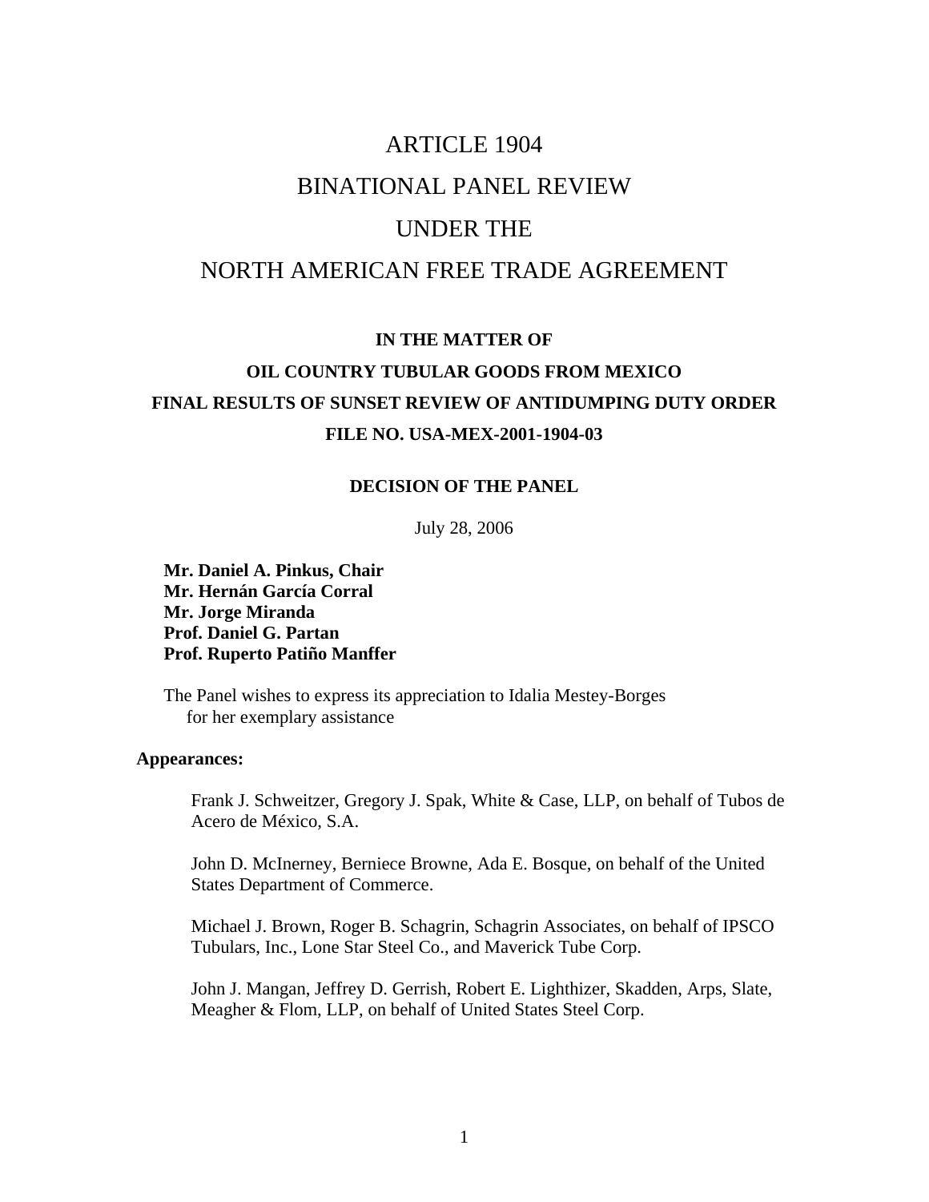# ARTICLE 1904

# BINATIONAL PANEL REVIEW

# UNDER THE

# NORTH AMERICAN FREE TRADE AGREEMENT

**IN THE MATTER OF**

**OIL COUNTRY TUBULAR GOODS FROM MEXICO**

**FINAL RESULTS OF SUNSET REVIEW OF ANTIDUMPING DUTY ORDER**

**FILE NO. USA-MEX-2001-1904-03**

**DECISION OF THE PANEL**

July 28, 2006

**Mr. Daniel A. Pinkus, Chair**
**Mr. Hernán García Corral**
**Mr. Jorge Miranda**
**Prof. Daniel G. Partan**
**Prof. Ruperto Patiño Manffer**

The Panel wishes to express its appreciation to Idalia Mestey-Borges for her exemplary assistance

**Appearances:**

Frank J. Schweitzer, Gregory J. Spak, White & Case, LLP, on behalf of Tubos de Acero de México, S.A.

John D. McInerney, Berniece Browne, Ada E. Bosque, on behalf of the United States Department of Commerce.

Michael J. Brown, Roger B. Schagrin, Schagrin Associates, on behalf of IPSCO Tubulars, Inc., Lone Star Steel Co., and Maverick Tube Corp.

John J. Mangan, Jeffrey D. Gerrish, Robert E. Lighthizer, Skadden, Arps, Slate, Meagher & Flom, LLP, on behalf of United States Steel Corp.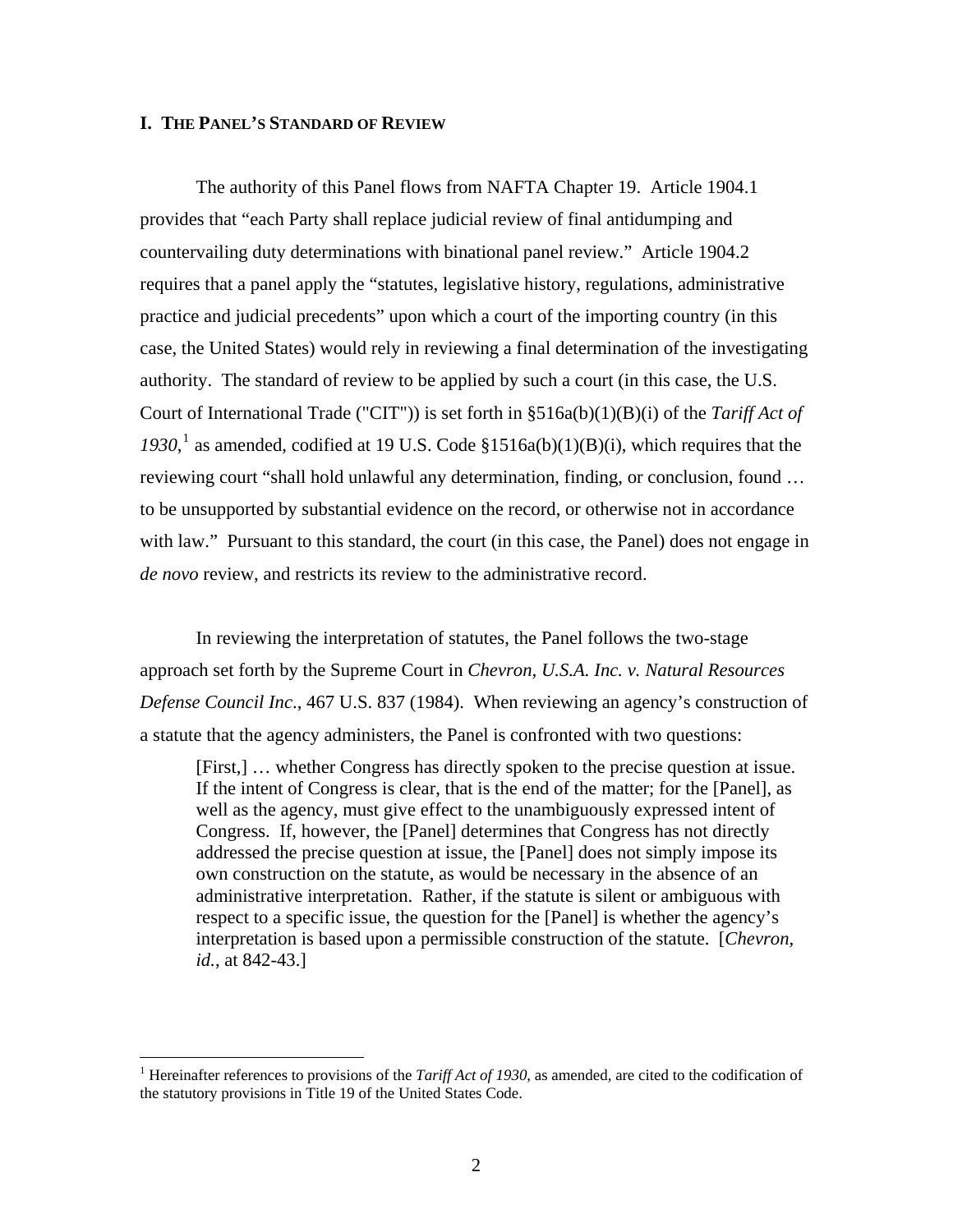## I. THE PANEL'S STANDARD OF REVIEW

The authority of this Panel flows from NAFTA Chapter 19. Article 1904.1 provides that "each Party shall replace judicial review of final antidumping and countervailing duty determinations with binational panel review." Article 1904.2 requires that a panel apply the "statutes, legislative history, regulations, administrative practice and judicial precedents" upon which a court of the importing country (in this case, the United States) would rely in reviewing a final determination of the investigating authority. The standard of review to be applied by such a court (in this case, the U.S. Court of International Trade ("CIT")) is set forth in §516a(b)(1)(B)(i) of the *Tariff Act of 1930*,[1] as amended, codified at 19 U.S. Code §1516a(b)(1)(B)(i), which requires that the reviewing court "shall hold unlawful any determination, finding, or conclusion, found … to be unsupported by substantial evidence on the record, or otherwise not in accordance with law." Pursuant to this standard, the court (in this case, the Panel) does not engage in *de novo* review, and restricts its review to the administrative record.

In reviewing the interpretation of statutes, the Panel follows the two-stage approach set forth by the Supreme Court in *Chevron, U.S.A. Inc. v. Natural Resources Defense Council Inc*., 467 U.S. 837 (1984). When reviewing an agency's construction of a statute that the agency administers, the Panel is confronted with two questions:

> [First,] … whether Congress has directly spoken to the precise question at issue. If the intent of Congress is clear, that is the end of the matter; for the [Panel], as well as the agency, must give effect to the unambiguously expressed intent of Congress. If, however, the [Panel] determines that Congress has not directly addressed the precise question at issue, the [Panel] does not simply impose its own construction on the statute, as would be necessary in the absence of an administrative interpretation. Rather, if the statute is silent or ambiguous with respect to a specific issue, the question for the [Panel] is whether the agency's interpretation is based upon a permissible construction of the statute. [*Chevron*, *id.*, at 842-43.]

---

[1] Hereinafter references to provisions of the *Tariff Act of 1930*, as amended, are cited to the codification of the statutory provisions in Title 19 of the United States Code.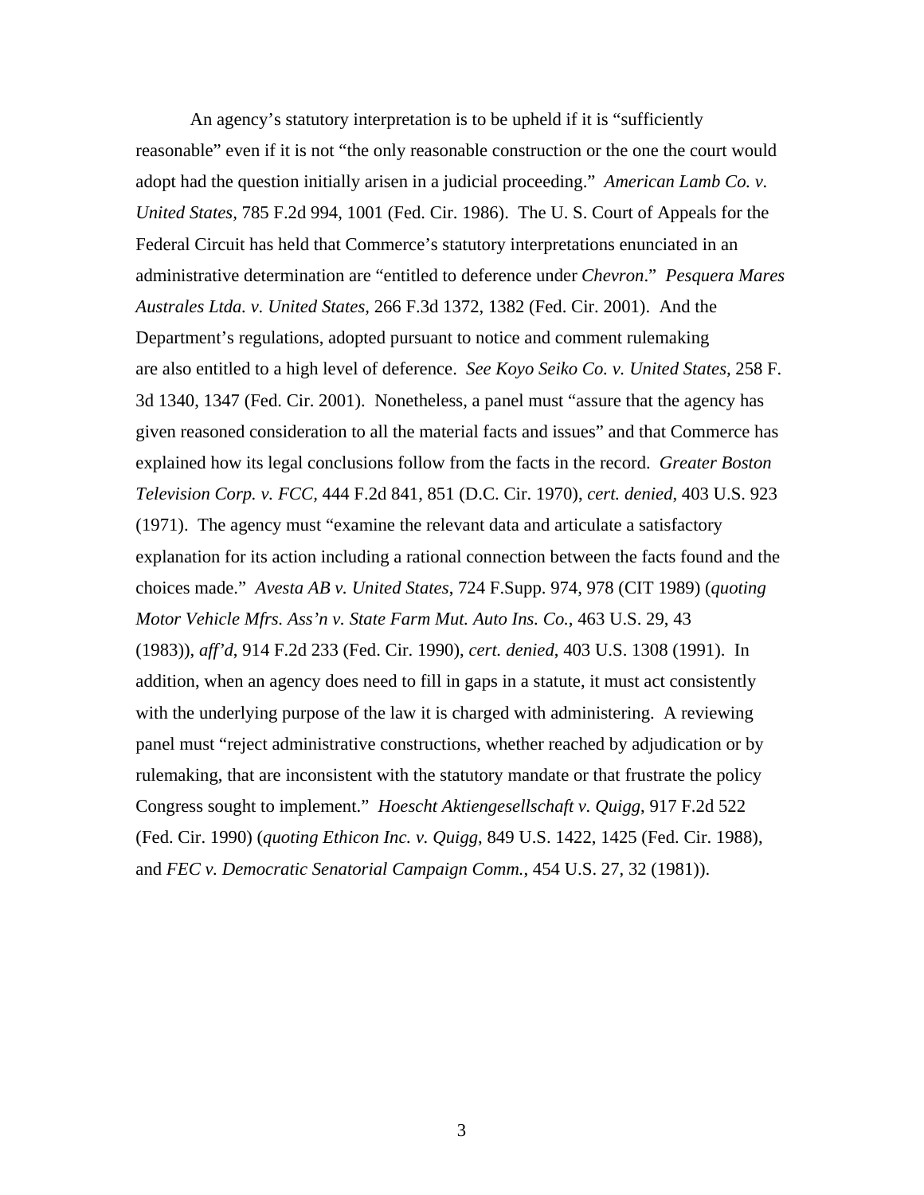An agency's statutory interpretation is to be upheld if it is "sufficiently reasonable" even if it is not "the only reasonable construction or the one the court would adopt had the question initially arisen in a judicial proceeding." *American Lamb Co. v. United States*, 785 F.2d 994, 1001 (Fed. Cir. 1986). The U. S. Court of Appeals for the Federal Circuit has held that Commerce's statutory interpretations enunciated in an administrative determination are "entitled to deference under *Chevron*." *Pesquera Mares Australes Ltda. v. United States*, 266 F.3d 1372, 1382 (Fed. Cir. 2001). And the Department's regulations, adopted pursuant to notice and comment rulemaking are also entitled to a high level of deference. *See Koyo Seiko Co. v. United States*, 258 F. 3d 1340, 1347 (Fed. Cir. 2001). Nonetheless, a panel must "assure that the agency has given reasoned consideration to all the material facts and issues" and that Commerce has explained how its legal conclusions follow from the facts in the record. *Greater Boston Television Corp. v. FCC*, 444 F.2d 841, 851 (D.C. Cir. 1970), *cert. denied*, 403 U.S. 923 (1971). The agency must "examine the relevant data and articulate a satisfactory explanation for its action including a rational connection between the facts found and the choices made." *Avesta AB v. United States*, 724 F.Supp. 974, 978 (CIT 1989) (*quoting Motor Vehicle Mfrs. Ass'n v. State Farm Mut. Auto Ins. Co.*, 463 U.S. 29, 43 (1983)), *aff'd*, 914 F.2d 233 (Fed. Cir. 1990), *cert. denied*, 403 U.S. 1308 (1991). In addition, when an agency does need to fill in gaps in a statute, it must act consistently with the underlying purpose of the law it is charged with administering. A reviewing panel must "reject administrative constructions, whether reached by adjudication or by rulemaking, that are inconsistent with the statutory mandate or that frustrate the policy Congress sought to implement." *Hoescht Aktiengesellschaft v. Quigg*, 917 F.2d 522 (Fed. Cir. 1990) (*quoting Ethicon Inc. v. Quigg*, 849 U.S. 1422, 1425 (Fed. Cir. 1988), and *FEC v. Democratic Senatorial Campaign Comm.*, 454 U.S. 27, 32 (1981)).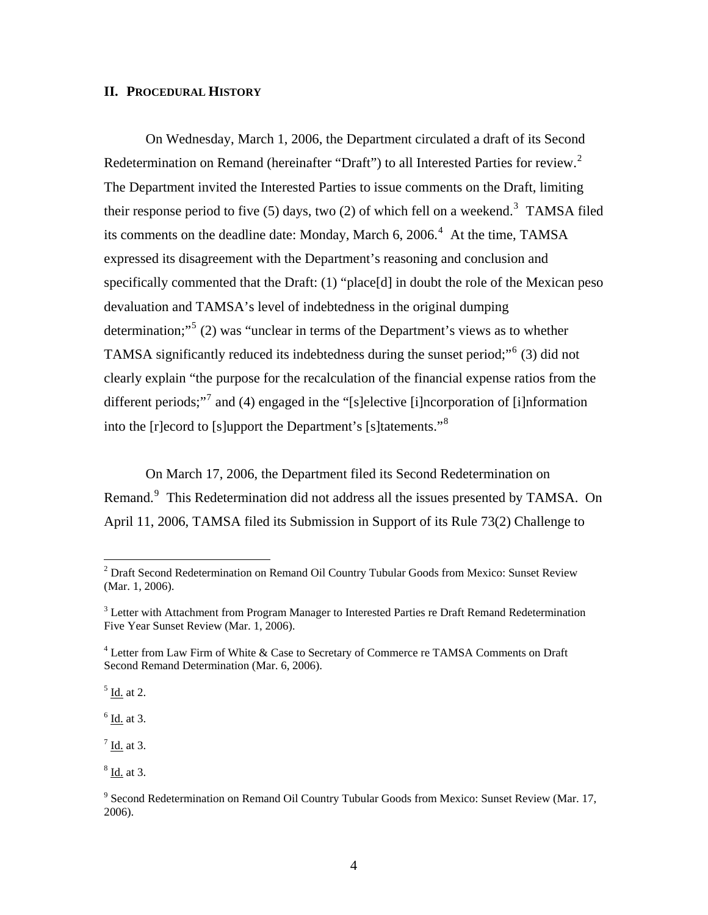## II. PROCEDURAL HISTORY

On Wednesday, March 1, 2006, the Department circulated a draft of its Second Redetermination on Remand (hereinafter "Draft") to all Interested Parties for review.[2] The Department invited the Interested Parties to issue comments on the Draft, limiting their response period to five (5) days, two (2) of which fell on a weekend.[3] TAMSA filed its comments on the deadline date: Monday, March 6, 2006.[4] At the time, TAMSA expressed its disagreement with the Department's reasoning and conclusion and specifically commented that the Draft: (1) "place[d] in doubt the role of the Mexican peso devaluation and TAMSA's level of indebtedness in the original dumping determination;"[5] (2) was "unclear in terms of the Department's views as to whether TAMSA significantly reduced its indebtedness during the sunset period;"[6] (3) did not clearly explain "the purpose for the recalculation of the financial expense ratios from the different periods;"[7] and (4) engaged in the "[s]elective [i]ncorporation of [i]nformation into the [r]ecord to [s]upport the Department's [s]tatements."[8]

On March 17, 2006, the Department filed its Second Redetermination on Remand.[9] This Redetermination did not address all the issues presented by TAMSA. On April 11, 2006, TAMSA filed its Submission in Support of its Rule 73(2) Challenge to

---

[2] Draft Second Redetermination on Remand Oil Country Tubular Goods from Mexico: Sunset Review (Mar. 1, 2006).

[3] Letter with Attachment from Program Manager to Interested Parties re Draft Remand Redetermination Five Year Sunset Review (Mar. 1, 2006).

[4] Letter from Law Firm of White & Case to Secretary of Commerce re TAMSA Comments on Draft Second Remand Determination (Mar. 6, 2006).

[5] Id. at 2.

[6] Id. at 3.

[7] Id. at 3.

[8] Id. at 3.

[9] Second Redetermination on Remand Oil Country Tubular Goods from Mexico: Sunset Review (Mar. 17, 2006).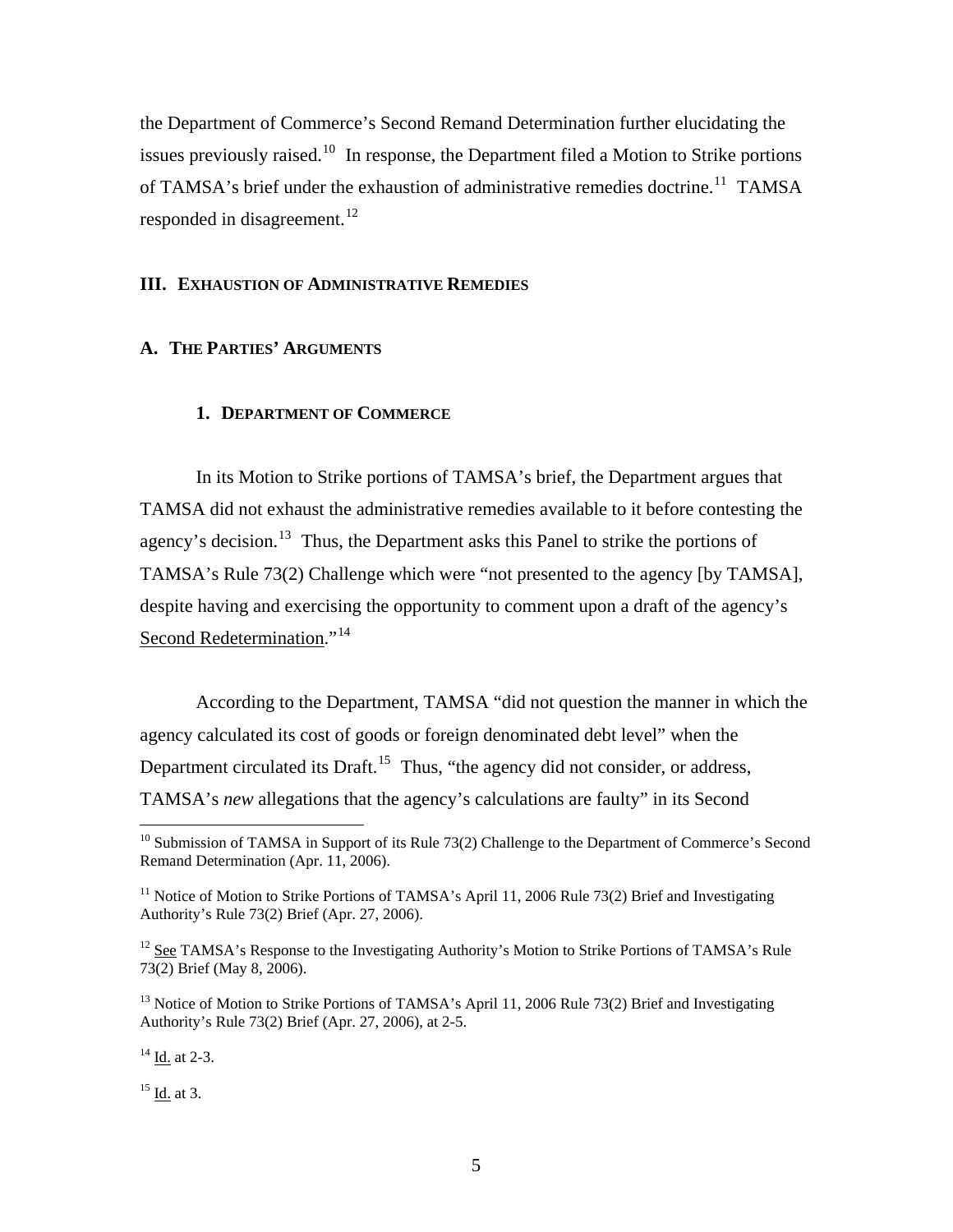the Department of Commerce's Second Remand Determination further elucidating the issues previously raised.[10] In response, the Department filed a Motion to Strike portions of TAMSA's brief under the exhaustion of administrative remedies doctrine.[11] TAMSA responded in disagreement.[12]

## III. Exhaustion of Administrative Remedies

### A. The Parties' Arguments

#### 1. Department of Commerce

In its Motion to Strike portions of TAMSA's brief, the Department argues that TAMSA did not exhaust the administrative remedies available to it before contesting the agency's decision.[13] Thus, the Department asks this Panel to strike the portions of TAMSA's Rule 73(2) Challenge which were "not presented to the agency [by TAMSA], despite having and exercising the opportunity to comment upon a draft of the agency's Second Redetermination."[14]

According to the Department, TAMSA "did not question the manner in which the agency calculated its cost of goods or foreign denominated debt level" when the Department circulated its Draft.[15] Thus, "the agency did not consider, or address, TAMSA's *new* allegations that the agency's calculations are faulty" in its Second

---

[10] Submission of TAMSA in Support of its Rule 73(2) Challenge to the Department of Commerce's Second Remand Determination (Apr. 11, 2006).

[11] Notice of Motion to Strike Portions of TAMSA's April 11, 2006 Rule 73(2) Brief and Investigating Authority's Rule 73(2) Brief (Apr. 27, 2006).

[12] See TAMSA's Response to the Investigating Authority's Motion to Strike Portions of TAMSA's Rule 73(2) Brief (May 8, 2006).

[13] Notice of Motion to Strike Portions of TAMSA's April 11, 2006 Rule 73(2) Brief and Investigating Authority's Rule 73(2) Brief (Apr. 27, 2006), at 2-5.

[14] Id. at 2-3.

[15] Id. at 3.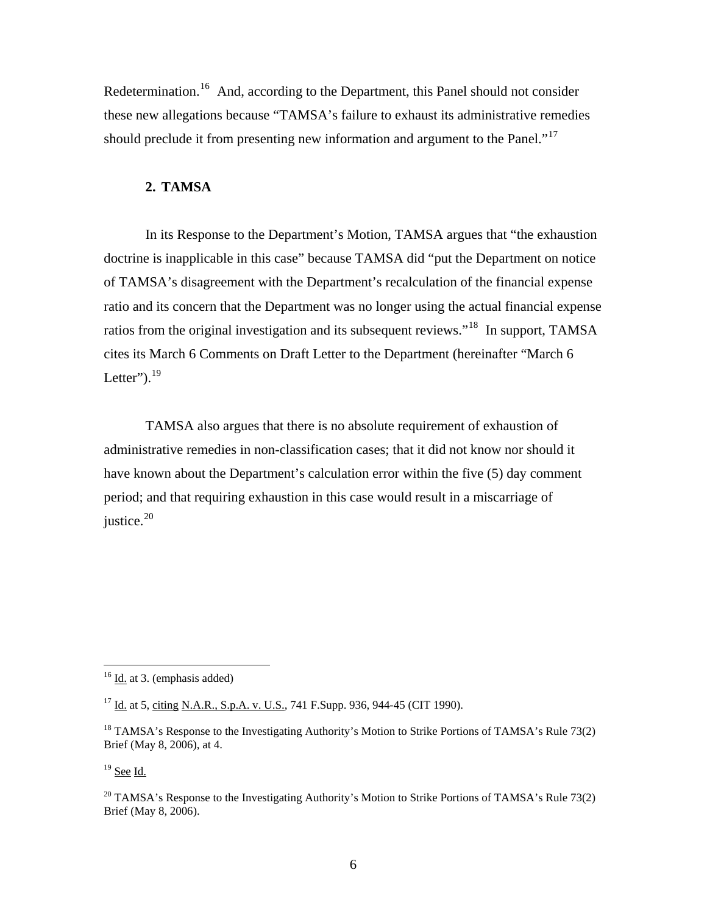Redetermination.[16] And, according to the Department, this Panel should not consider these new allegations because "TAMSA's failure to exhaust its administrative remedies should preclude it from presenting new information and argument to the Panel."[17]

**2. TAMSA**

In its Response to the Department's Motion, TAMSA argues that "the exhaustion doctrine is inapplicable in this case" because TAMSA did "put the Department on notice of TAMSA's disagreement with the Department's recalculation of the financial expense ratio and its concern that the Department was no longer using the actual financial expense ratios from the original investigation and its subsequent reviews."[18] In support, TAMSA cites its March 6 Comments on Draft Letter to the Department (hereinafter "March 6 Letter").[19]

TAMSA also argues that there is no absolute requirement of exhaustion of administrative remedies in non-classification cases; that it did not know nor should it have known about the Department's calculation error within the five (5) day comment period; and that requiring exhaustion in this case would result in a miscarriage of justice.[20]

---

[16] Id. at 3. (emphasis added)

[17] Id. at 5, citing N.A.R., S.p.A. v. U.S., 741 F.Supp. 936, 944-45 (CIT 1990).

[18] TAMSA's Response to the Investigating Authority's Motion to Strike Portions of TAMSA's Rule 73(2) Brief (May 8, 2006), at 4.

[19] See Id.

[20] TAMSA's Response to the Investigating Authority's Motion to Strike Portions of TAMSA's Rule 73(2) Brief (May 8, 2006).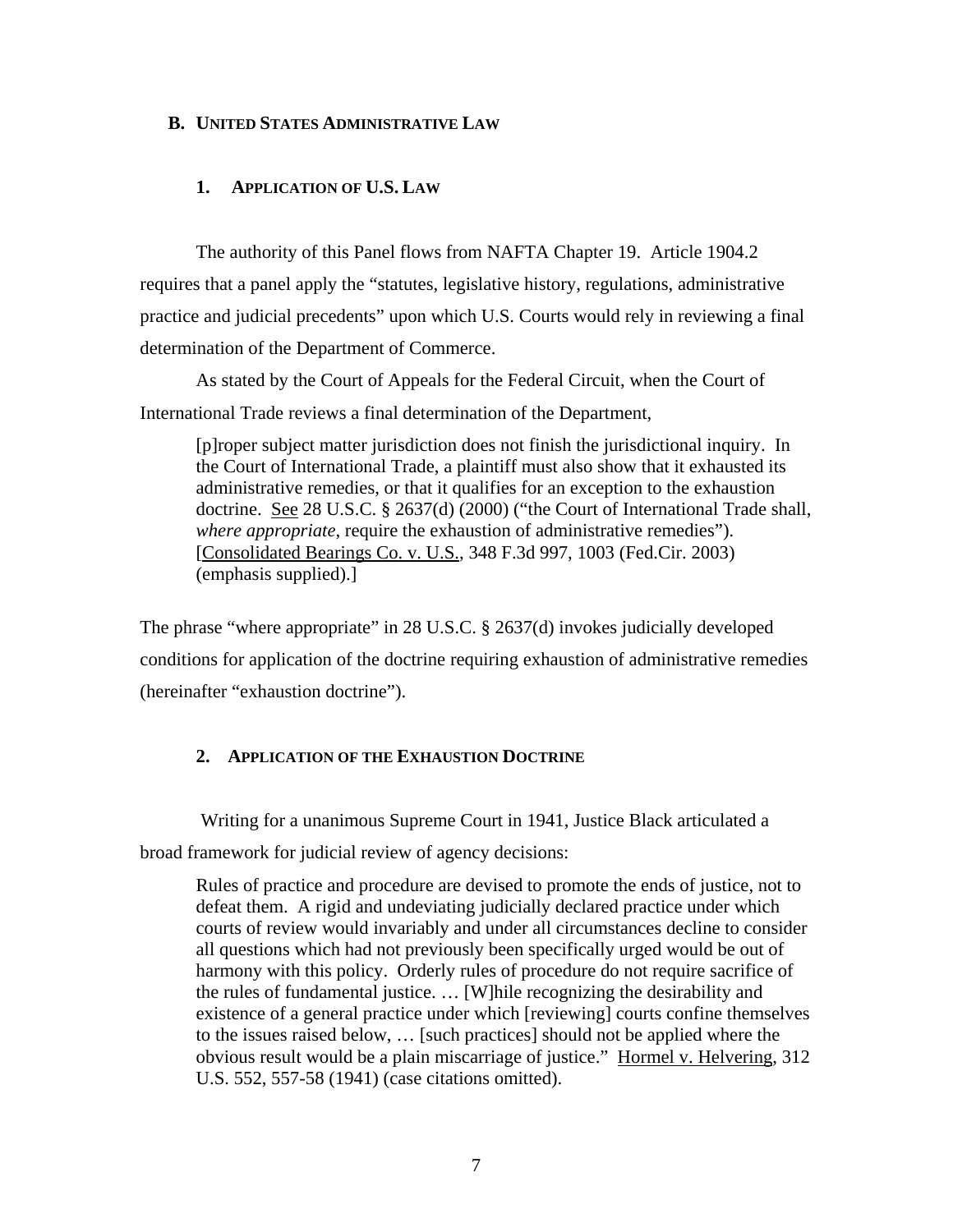## B. UNITED STATES ADMINISTRATIVE LAW

### 1. APPLICATION OF U.S. LAW

The authority of this Panel flows from NAFTA Chapter 19. Article 1904.2 requires that a panel apply the "statutes, legislative history, regulations, administrative practice and judicial precedents" upon which U.S. Courts would rely in reviewing a final determination of the Department of Commerce.

As stated by the Court of Appeals for the Federal Circuit, when the Court of International Trade reviews a final determination of the Department,

> [p]roper subject matter jurisdiction does not finish the jurisdictional inquiry. In the Court of International Trade, a plaintiff must also show that it exhausted its administrative remedies, or that it qualifies for an exception to the exhaustion doctrine. See 28 U.S.C. § 2637(d) (2000) ("the Court of International Trade shall, *where appropriate*, require the exhaustion of administrative remedies"). [Consolidated Bearings Co. v. U.S., 348 F.3d 997, 1003 (Fed.Cir. 2003) (emphasis supplied).]

The phrase "where appropriate" in 28 U.S.C. § 2637(d) invokes judicially developed conditions for application of the doctrine requiring exhaustion of administrative remedies (hereinafter "exhaustion doctrine").

### 2. APPLICATION OF THE EXHAUSTION DOCTRINE

Writing for a unanimous Supreme Court in 1941, Justice Black articulated a broad framework for judicial review of agency decisions:

> Rules of practice and procedure are devised to promote the ends of justice, not to defeat them. A rigid and undeviating judicially declared practice under which courts of review would invariably and under all circumstances decline to consider all questions which had not previously been specifically urged would be out of harmony with this policy. Orderly rules of procedure do not require sacrifice of the rules of fundamental justice. … [W]hile recognizing the desirability and existence of a general practice under which [reviewing] courts confine themselves to the issues raised below, … [such practices] should not be applied where the obvious result would be a plain miscarriage of justice." Hormel v. Helvering, 312 U.S. 552, 557-58 (1941) (case citations omitted).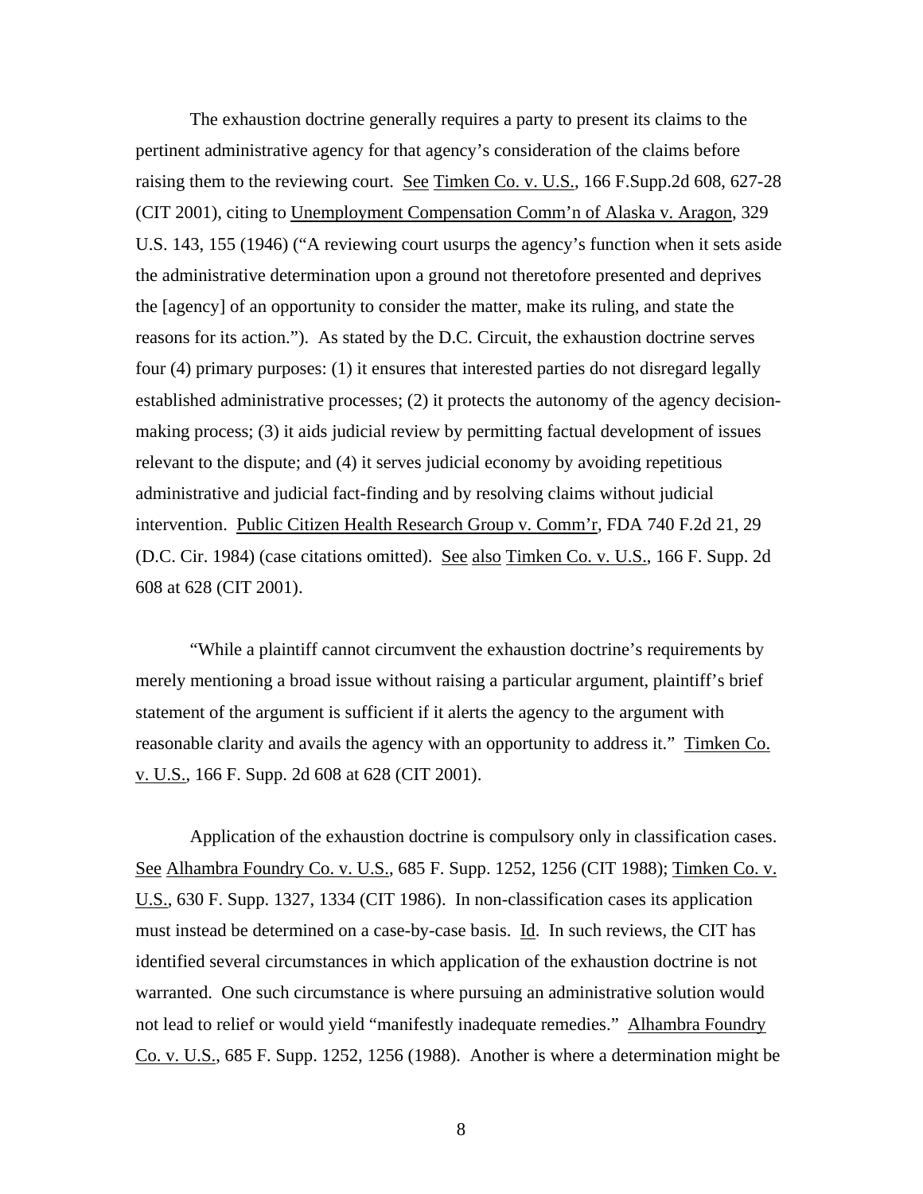The exhaustion doctrine generally requires a party to present its claims to the pertinent administrative agency for that agency's consideration of the claims before raising them to the reviewing court. See Timken Co. v. U.S., 166 F.Supp.2d 608, 627-28 (CIT 2001), citing to Unemployment Compensation Comm'n of Alaska v. Aragon, 329 U.S. 143, 155 (1946) ("A reviewing court usurps the agency's function when it sets aside the administrative determination upon a ground not theretofore presented and deprives the [agency] of an opportunity to consider the matter, make its ruling, and state the reasons for its action."). As stated by the D.C. Circuit, the exhaustion doctrine serves four (4) primary purposes: (1) it ensures that interested parties do not disregard legally established administrative processes; (2) it protects the autonomy of the agency decision-making process; (3) it aids judicial review by permitting factual development of issues relevant to the dispute; and (4) it serves judicial economy by avoiding repetitious administrative and judicial fact-finding and by resolving claims without judicial intervention. Public Citizen Health Research Group v. Comm'r, FDA 740 F.2d 21, 29 (D.C. Cir. 1984) (case citations omitted). See also Timken Co. v. U.S., 166 F. Supp. 2d 608 at 628 (CIT 2001).

"While a plaintiff cannot circumvent the exhaustion doctrine's requirements by merely mentioning a broad issue without raising a particular argument, plaintiff's brief statement of the argument is sufficient if it alerts the agency to the argument with reasonable clarity and avails the agency with an opportunity to address it." Timken Co. v. U.S., 166 F. Supp. 2d 608 at 628 (CIT 2001).

Application of the exhaustion doctrine is compulsory only in classification cases. See Alhambra Foundry Co. v. U.S., 685 F. Supp. 1252, 1256 (CIT 1988); Timken Co. v. U.S., 630 F. Supp. 1327, 1334 (CIT 1986). In non-classification cases its application must instead be determined on a case-by-case basis. Id. In such reviews, the CIT has identified several circumstances in which application of the exhaustion doctrine is not warranted. One such circumstance is where pursuing an administrative solution would not lead to relief or would yield "manifestly inadequate remedies." Alhambra Foundry Co. v. U.S., 685 F. Supp. 1252, 1256 (1988). Another is where a determination might be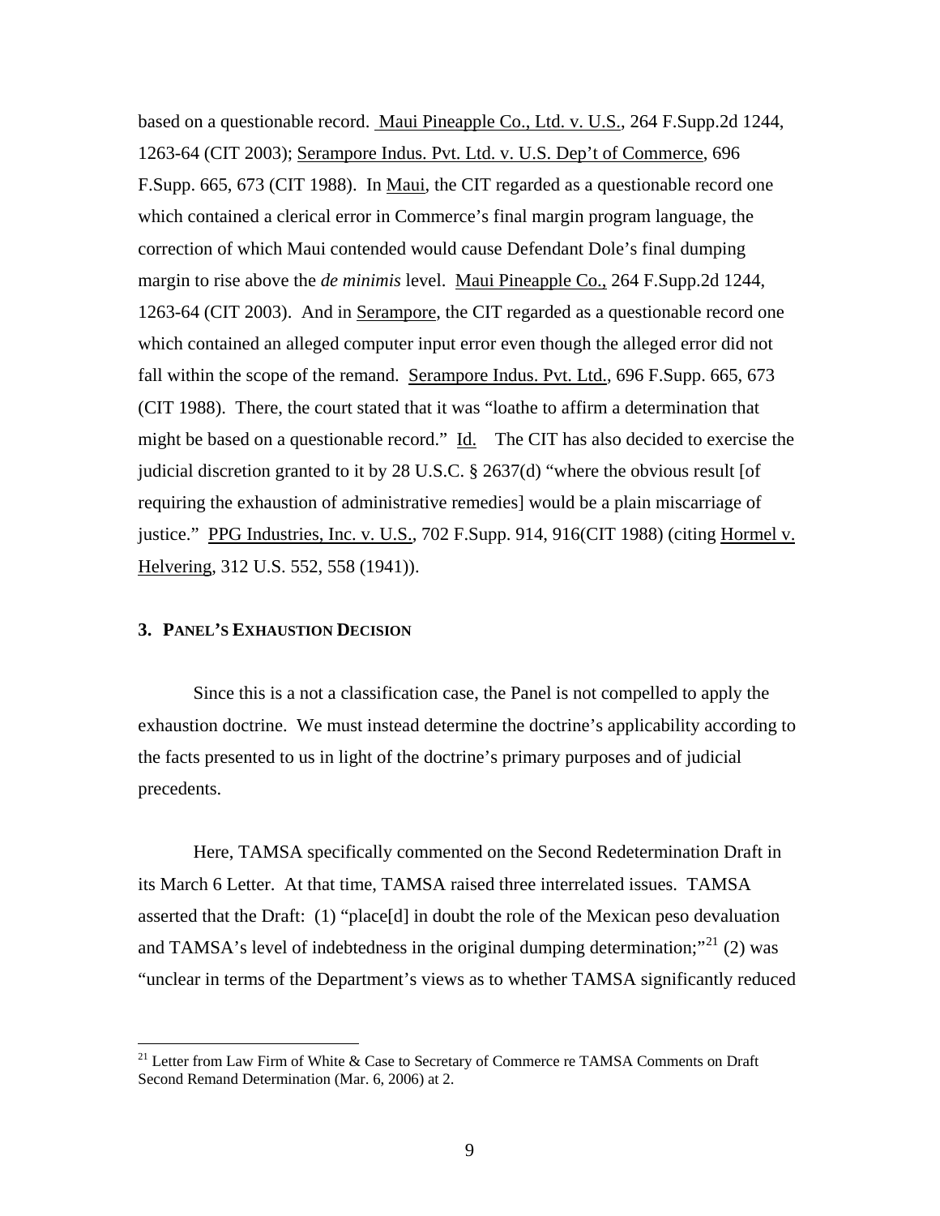based on a questionable record. Maui Pineapple Co., Ltd. v. U.S., 264 F.Supp.2d 1244, 1263-64 (CIT 2003); Serampore Indus. Pvt. Ltd. v. U.S. Dep't of Commerce, 696 F.Supp. 665, 673 (CIT 1988). In Maui, the CIT regarded as a questionable record one which contained a clerical error in Commerce's final margin program language, the correction of which Maui contended would cause Defendant Dole's final dumping margin to rise above the *de minimis* level. Maui Pineapple Co., 264 F.Supp.2d 1244, 1263-64 (CIT 2003). And in Serampore, the CIT regarded as a questionable record one which contained an alleged computer input error even though the alleged error did not fall within the scope of the remand. Serampore Indus. Pvt. Ltd., 696 F.Supp. 665, 673 (CIT 1988). There, the court stated that it was "loathe to affirm a determination that might be based on a questionable record." Id. The CIT has also decided to exercise the judicial discretion granted to it by 28 U.S.C. § 2637(d) "where the obvious result [of requiring the exhaustion of administrative remedies] would be a plain miscarriage of justice." PPG Industries, Inc. v. U.S., 702 F.Supp. 914, 916(CIT 1988) (citing Hormel v. Helvering, 312 U.S. 552, 558 (1941)).

### 3. PANEL'S EXHAUSTION DECISION

Since this is a not a classification case, the Panel is not compelled to apply the exhaustion doctrine. We must instead determine the doctrine's applicability according to the facts presented to us in light of the doctrine's primary purposes and of judicial precedents.

Here, TAMSA specifically commented on the Second Redetermination Draft in its March 6 Letter. At that time, TAMSA raised three interrelated issues. TAMSA asserted that the Draft: (1) "place[d] in doubt the role of the Mexican peso devaluation and TAMSA's level of indebtedness in the original dumping determination;"[21] (2) was "unclear in terms of the Department's views as to whether TAMSA significantly reduced

[21] Letter from Law Firm of White & Case to Secretary of Commerce re TAMSA Comments on Draft Second Remand Determination (Mar. 6, 2006) at 2.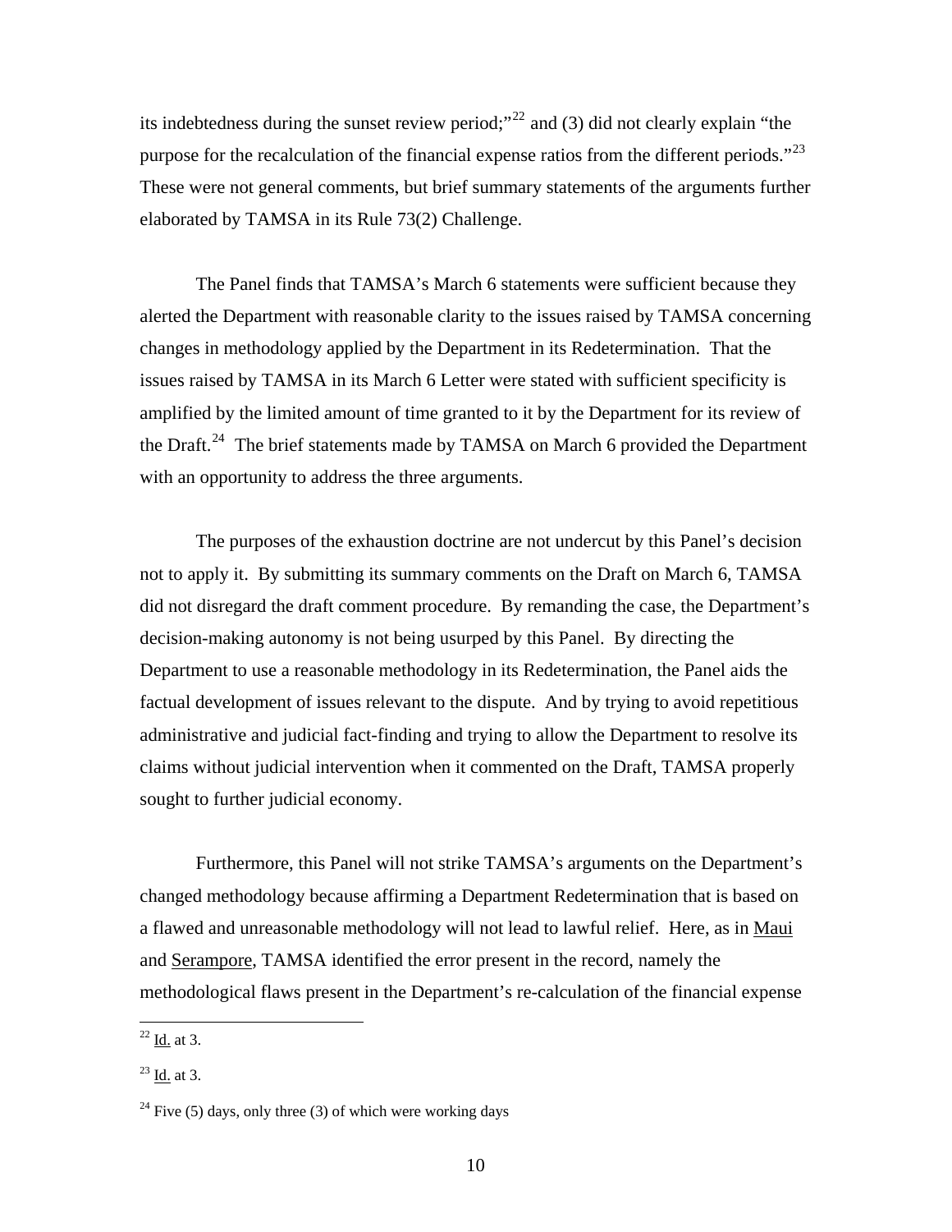its indebtedness during the sunset review period;"[22] and (3) did not clearly explain "the purpose for the recalculation of the financial expense ratios from the different periods."[23] These were not general comments, but brief summary statements of the arguments further elaborated by TAMSA in its Rule 73(2) Challenge.

The Panel finds that TAMSA's March 6 statements were sufficient because they alerted the Department with reasonable clarity to the issues raised by TAMSA concerning changes in methodology applied by the Department in its Redetermination. That the issues raised by TAMSA in its March 6 Letter were stated with sufficient specificity is amplified by the limited amount of time granted to it by the Department for its review of the Draft.[24] The brief statements made by TAMSA on March 6 provided the Department with an opportunity to address the three arguments.

The purposes of the exhaustion doctrine are not undercut by this Panel's decision not to apply it. By submitting its summary comments on the Draft on March 6, TAMSA did not disregard the draft comment procedure. By remanding the case, the Department's decision-making autonomy is not being usurped by this Panel. By directing the Department to use a reasonable methodology in its Redetermination, the Panel aids the factual development of issues relevant to the dispute. And by trying to avoid repetitious administrative and judicial fact-finding and trying to allow the Department to resolve its claims without judicial intervention when it commented on the Draft, TAMSA properly sought to further judicial economy.

Furthermore, this Panel will not strike TAMSA's arguments on the Department's changed methodology because affirming a Department Redetermination that is based on a flawed and unreasonable methodology will not lead to lawful relief. Here, as in Maui and Serampore, TAMSA identified the error present in the record, namely the methodological flaws present in the Department's re-calculation of the financial expense

---

[22] Id. at 3.

[23] Id. at 3.

[24] Five (5) days, only three (3) of which were working days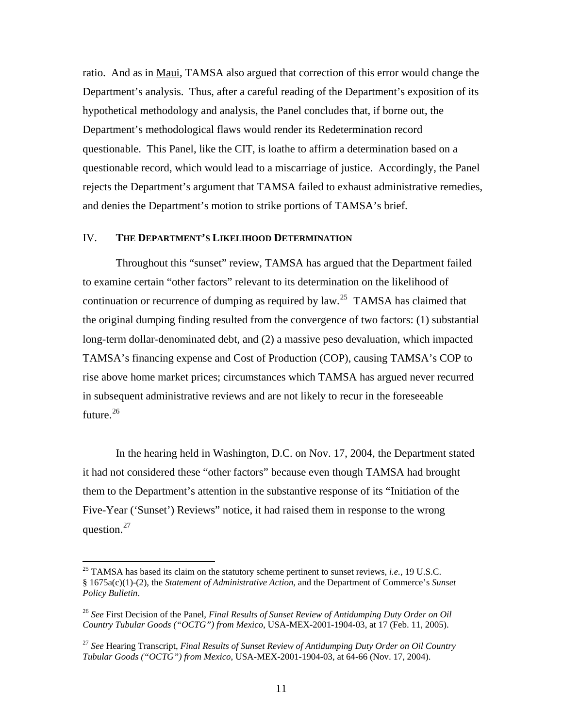ratio. And as in Maui, TAMSA also argued that correction of this error would change the Department's analysis. Thus, after a careful reading of the Department's exposition of its hypothetical methodology and analysis, the Panel concludes that, if borne out, the Department's methodological flaws would render its Redetermination record questionable. This Panel, like the CIT, is loathe to affirm a determination based on a questionable record, which would lead to a miscarriage of justice. Accordingly, the Panel rejects the Department's argument that TAMSA failed to exhaust administrative remedies, and denies the Department's motion to strike portions of TAMSA's brief.

## IV. THE DEPARTMENT'S LIKELIHOOD DETERMINATION

Throughout this "sunset" review, TAMSA has argued that the Department failed to examine certain "other factors" relevant to its determination on the likelihood of continuation or recurrence of dumping as required by law.[25] TAMSA has claimed that the original dumping finding resulted from the convergence of two factors: (1) substantial long-term dollar-denominated debt, and (2) a massive peso devaluation, which impacted TAMSA's financing expense and Cost of Production (COP), causing TAMSA's COP to rise above home market prices; circumstances which TAMSA has argued never recurred in subsequent administrative reviews and are not likely to recur in the foreseeable future.[26]

In the hearing held in Washington, D.C. on Nov. 17, 2004, the Department stated it had not considered these "other factors" because even though TAMSA had brought them to the Department's attention in the substantive response of its "Initiation of the Five-Year ('Sunset') Reviews" notice, it had raised them in response to the wrong question.[27]

---

[25] TAMSA has based its claim on the statutory scheme pertinent to sunset reviews, *i.e.*, 19 U.S.C. § 1675a(c)(1)-(2), the *Statement of Administrative Action*, and the Department of Commerce's *Sunset Policy Bulletin*.

[26] *See* First Decision of the Panel, *Final Results of Sunset Review of Antidumping Duty Order on Oil Country Tubular Goods ("OCTG") from Mexico*, USA-MEX-2001-1904-03, at 17 (Feb. 11, 2005).

[27] *See* Hearing Transcript, *Final Results of Sunset Review of Antidumping Duty Order on Oil Country Tubular Goods ("OCTG") from Mexico*, USA-MEX-2001-1904-03, at 64-66 (Nov. 17, 2004).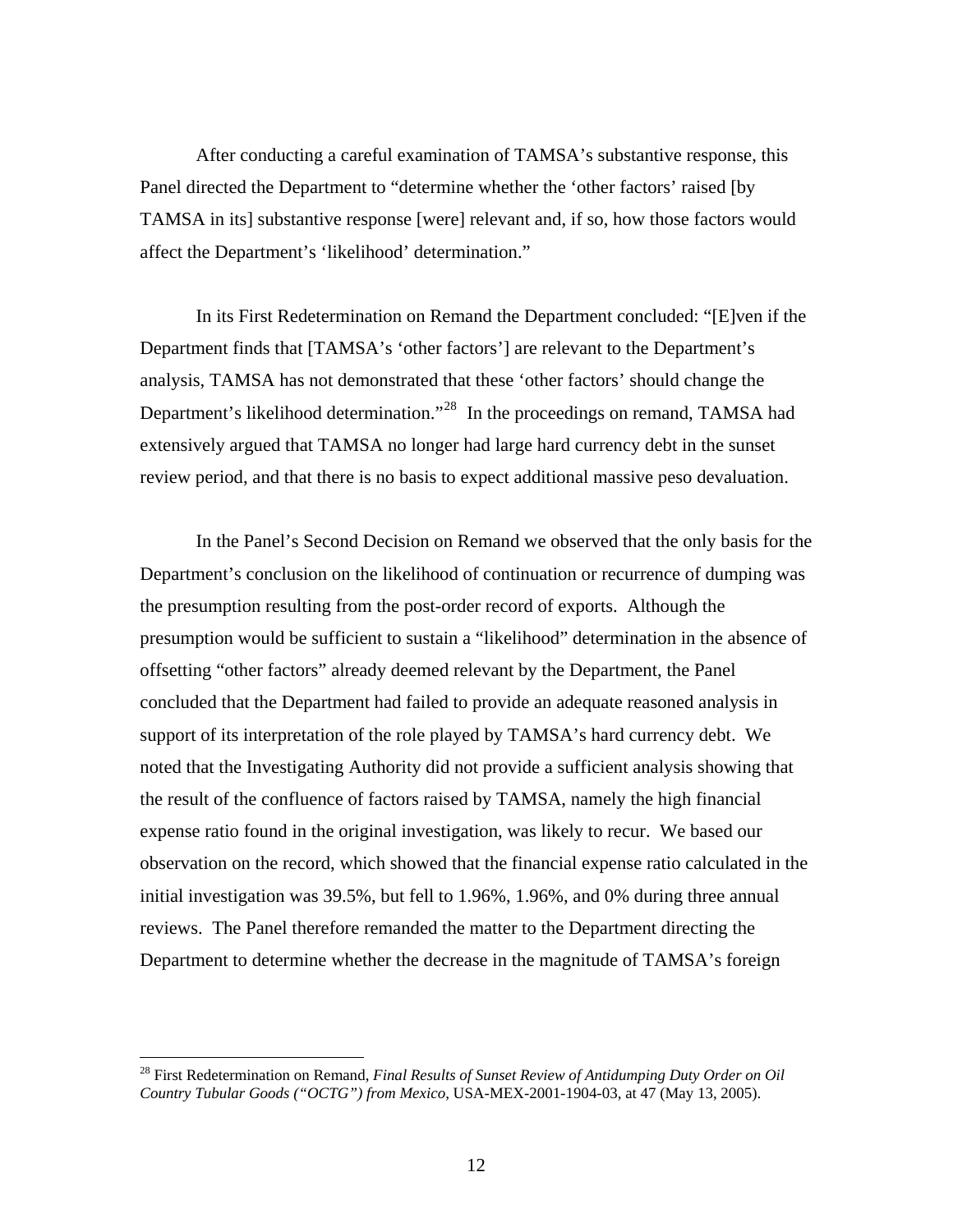After conducting a careful examination of TAMSA's substantive response, this Panel directed the Department to "determine whether the 'other factors' raised [by TAMSA in its] substantive response [were] relevant and, if so, how those factors would affect the Department's 'likelihood' determination."

In its First Redetermination on Remand the Department concluded: "[E]ven if the Department finds that [TAMSA's 'other factors'] are relevant to the Department's analysis, TAMSA has not demonstrated that these 'other factors' should change the Department's likelihood determination."[28] In the proceedings on remand, TAMSA had extensively argued that TAMSA no longer had large hard currency debt in the sunset review period, and that there is no basis to expect additional massive peso devaluation.

In the Panel's Second Decision on Remand we observed that the only basis for the Department's conclusion on the likelihood of continuation or recurrence of dumping was the presumption resulting from the post-order record of exports. Although the presumption would be sufficient to sustain a "likelihood" determination in the absence of offsetting "other factors" already deemed relevant by the Department, the Panel concluded that the Department had failed to provide an adequate reasoned analysis in support of its interpretation of the role played by TAMSA's hard currency debt. We noted that the Investigating Authority did not provide a sufficient analysis showing that the result of the confluence of factors raised by TAMSA, namely the high financial expense ratio found in the original investigation, was likely to recur. We based our observation on the record, which showed that the financial expense ratio calculated in the initial investigation was 39.5%, but fell to 1.96%, 1.96%, and 0% during three annual reviews. The Panel therefore remanded the matter to the Department directing the Department to determine whether the decrease in the magnitude of TAMSA's foreign

---

[28] First Redetermination on Remand, *Final Results of Sunset Review of Antidumping Duty Order on Oil Country Tubular Goods ("OCTG") from Mexico*, USA-MEX-2001-1904-03, at 47 (May 13, 2005).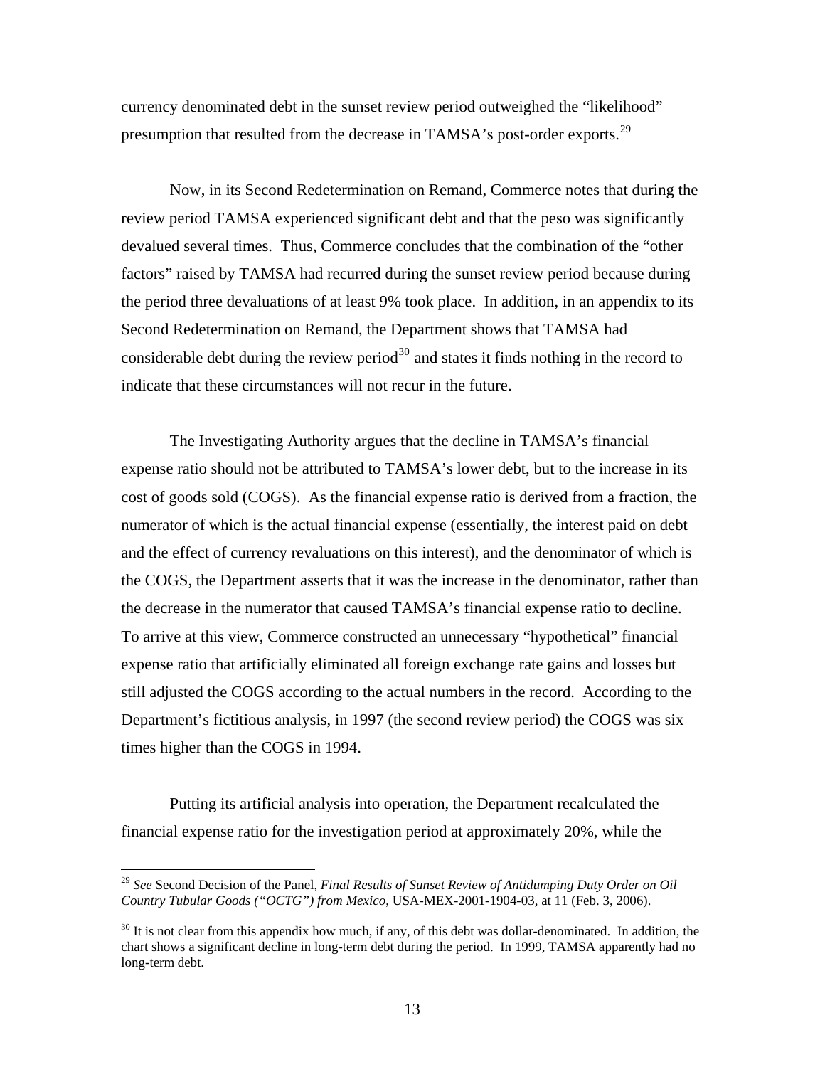currency denominated debt in the sunset review period outweighed the "likelihood" presumption that resulted from the decrease in TAMSA's post-order exports.[29]

Now, in its Second Redetermination on Remand, Commerce notes that during the review period TAMSA experienced significant debt and that the peso was significantly devalued several times. Thus, Commerce concludes that the combination of the "other factors" raised by TAMSA had recurred during the sunset review period because during the period three devaluations of at least 9% took place. In addition, in an appendix to its Second Redetermination on Remand, the Department shows that TAMSA had considerable debt during the review period[30] and states it finds nothing in the record to indicate that these circumstances will not recur in the future.

The Investigating Authority argues that the decline in TAMSA's financial expense ratio should not be attributed to TAMSA's lower debt, but to the increase in its cost of goods sold (COGS). As the financial expense ratio is derived from a fraction, the numerator of which is the actual financial expense (essentially, the interest paid on debt and the effect of currency revaluations on this interest), and the denominator of which is the COGS, the Department asserts that it was the increase in the denominator, rather than the decrease in the numerator that caused TAMSA's financial expense ratio to decline. To arrive at this view, Commerce constructed an unnecessary "hypothetical" financial expense ratio that artificially eliminated all foreign exchange rate gains and losses but still adjusted the COGS according to the actual numbers in the record. According to the Department's fictitious analysis, in 1997 (the second review period) the COGS was six times higher than the COGS in 1994.

Putting its artificial analysis into operation, the Department recalculated the financial expense ratio for the investigation period at approximately 20%, while the

---

[29] *See* Second Decision of the Panel, *Final Results of Sunset Review of Antidumping Duty Order on Oil Country Tubular Goods ("OCTG") from Mexico*, USA-MEX-2001-1904-03, at 11 (Feb. 3, 2006).

[30] It is not clear from this appendix how much, if any, of this debt was dollar-denominated. In addition, the chart shows a significant decline in long-term debt during the period. In 1999, TAMSA apparently had no long-term debt.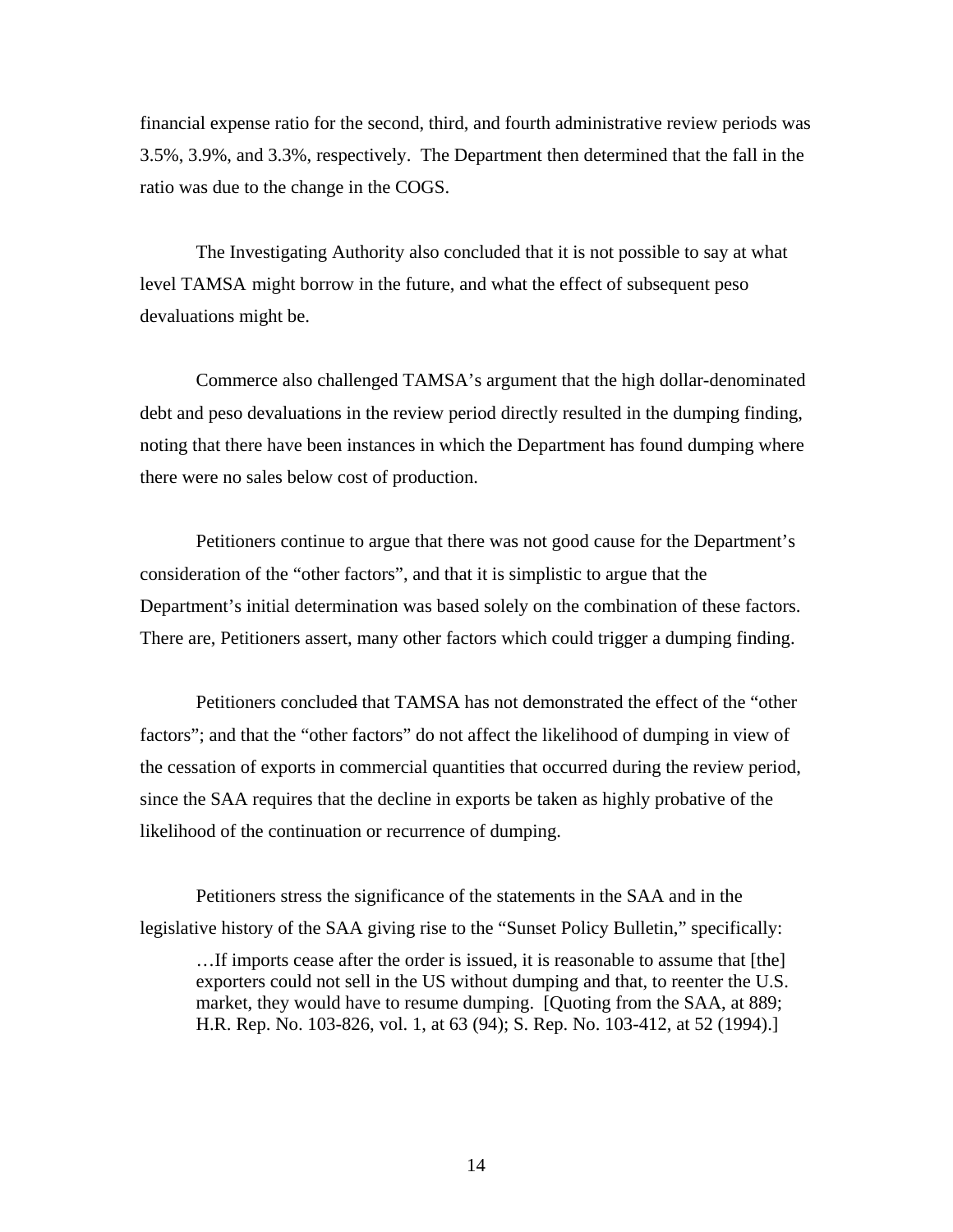financial expense ratio for the second, third, and fourth administrative review periods was 3.5%, 3.9%, and 3.3%, respectively. The Department then determined that the fall in the ratio was due to the change in the COGS.

The Investigating Authority also concluded that it is not possible to say at what level TAMSA might borrow in the future, and what the effect of subsequent peso devaluations might be.

Commerce also challenged TAMSA's argument that the high dollar-denominated debt and peso devaluations in the review period directly resulted in the dumping finding, noting that there have been instances in which the Department has found dumping where there were no sales below cost of production.

Petitioners continue to argue that there was not good cause for the Department's consideration of the "other factors", and that it is simplistic to argue that the Department's initial determination was based solely on the combination of these factors. There are, Petitioners assert, many other factors which could trigger a dumping finding.

Petitioners concluded that TAMSA has not demonstrated the effect of the "other factors"; and that the "other factors" do not affect the likelihood of dumping in view of the cessation of exports in commercial quantities that occurred during the review period, since the SAA requires that the decline in exports be taken as highly probative of the likelihood of the continuation or recurrence of dumping.

Petitioners stress the significance of the statements in the SAA and in the legislative history of the SAA giving rise to the "Sunset Policy Bulletin," specifically:

> …If imports cease after the order is issued, it is reasonable to assume that [the] exporters could not sell in the US without dumping and that, to reenter the U.S. market, they would have to resume dumping. [Quoting from the SAA, at 889; H.R. Rep. No. 103-826, vol. 1, at 63 (94); S. Rep. No. 103-412, at 52 (1994).]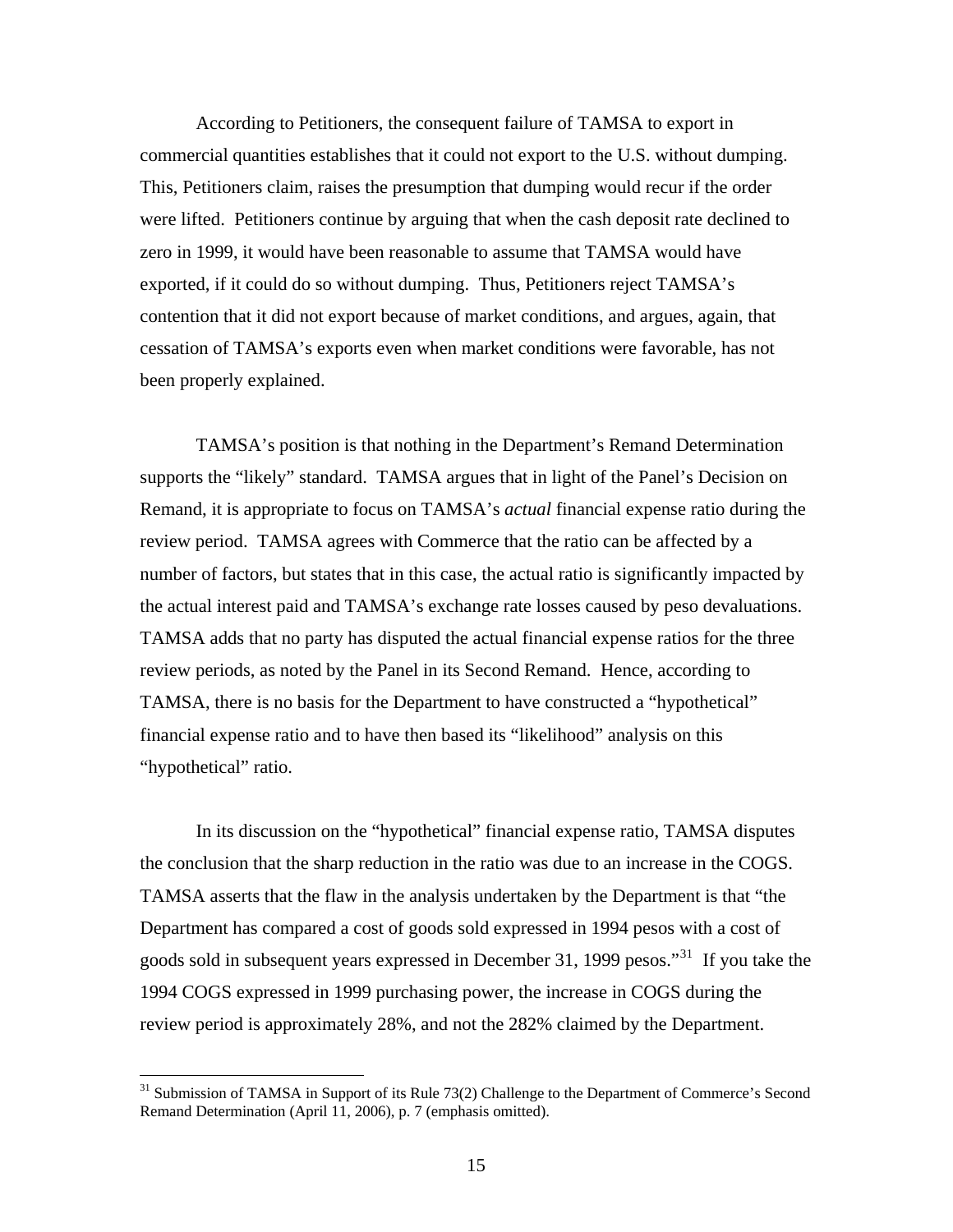According to Petitioners, the consequent failure of TAMSA to export in commercial quantities establishes that it could not export to the U.S. without dumping. This, Petitioners claim, raises the presumption that dumping would recur if the order were lifted. Petitioners continue by arguing that when the cash deposit rate declined to zero in 1999, it would have been reasonable to assume that TAMSA would have exported, if it could do so without dumping. Thus, Petitioners reject TAMSA's contention that it did not export because of market conditions, and argues, again, that cessation of TAMSA's exports even when market conditions were favorable, has not been properly explained.

TAMSA's position is that nothing in the Department's Remand Determination supports the "likely" standard. TAMSA argues that in light of the Panel's Decision on Remand, it is appropriate to focus on TAMSA's *actual* financial expense ratio during the review period. TAMSA agrees with Commerce that the ratio can be affected by a number of factors, but states that in this case, the actual ratio is significantly impacted by the actual interest paid and TAMSA's exchange rate losses caused by peso devaluations. TAMSA adds that no party has disputed the actual financial expense ratios for the three review periods, as noted by the Panel in its Second Remand. Hence, according to TAMSA, there is no basis for the Department to have constructed a "hypothetical" financial expense ratio and to have then based its "likelihood" analysis on this "hypothetical" ratio.

In its discussion on the "hypothetical" financial expense ratio, TAMSA disputes the conclusion that the sharp reduction in the ratio was due to an increase in the COGS. TAMSA asserts that the flaw in the analysis undertaken by the Department is that "the Department has compared a cost of goods sold expressed in 1994 pesos with a cost of goods sold in subsequent years expressed in December 31, 1999 pesos."[31] If you take the 1994 COGS expressed in 1999 purchasing power, the increase in COGS during the review period is approximately 28%, and not the 282% claimed by the Department.

---

[31] Submission of TAMSA in Support of its Rule 73(2) Challenge to the Department of Commerce's Second Remand Determination (April 11, 2006), p. 7 (emphasis omitted).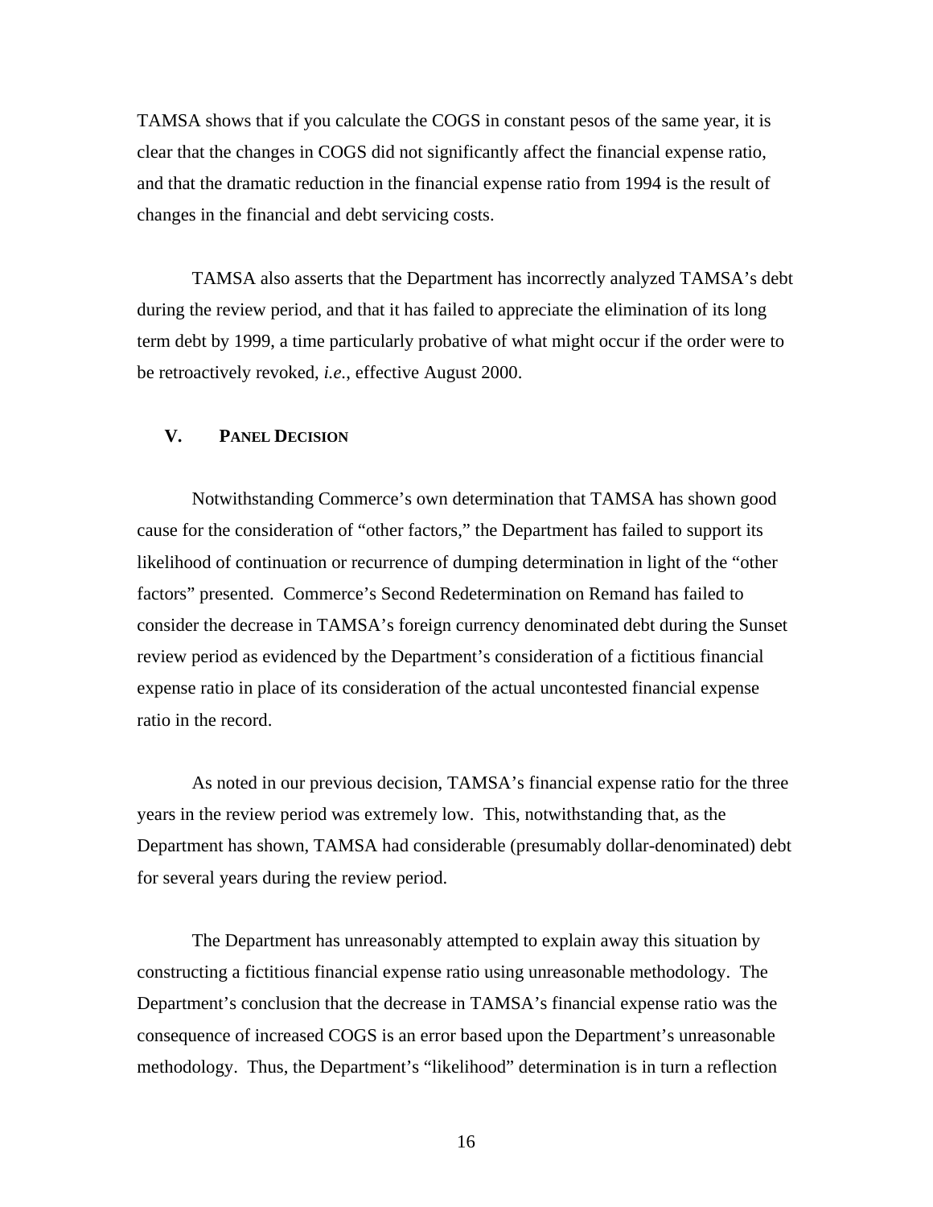TAMSA shows that if you calculate the COGS in constant pesos of the same year, it is clear that the changes in COGS did not significantly affect the financial expense ratio, and that the dramatic reduction in the financial expense ratio from 1994 is the result of changes in the financial and debt servicing costs.

TAMSA also asserts that the Department has incorrectly analyzed TAMSA's debt during the review period, and that it has failed to appreciate the elimination of its long term debt by 1999, a time particularly probative of what might occur if the order were to be retroactively revoked, *i.e.*, effective August 2000.

## V. PANEL DECISION

Notwithstanding Commerce's own determination that TAMSA has shown good cause for the consideration of "other factors," the Department has failed to support its likelihood of continuation or recurrence of dumping determination in light of the "other factors" presented. Commerce's Second Redetermination on Remand has failed to consider the decrease in TAMSA's foreign currency denominated debt during the Sunset review period as evidenced by the Department's consideration of a fictitious financial expense ratio in place of its consideration of the actual uncontested financial expense ratio in the record.

As noted in our previous decision, TAMSA's financial expense ratio for the three years in the review period was extremely low. This, notwithstanding that, as the Department has shown, TAMSA had considerable (presumably dollar-denominated) debt for several years during the review period.

The Department has unreasonably attempted to explain away this situation by constructing a fictitious financial expense ratio using unreasonable methodology. The Department's conclusion that the decrease in TAMSA's financial expense ratio was the consequence of increased COGS is an error based upon the Department's unreasonable methodology. Thus, the Department's "likelihood" determination is in turn a reflection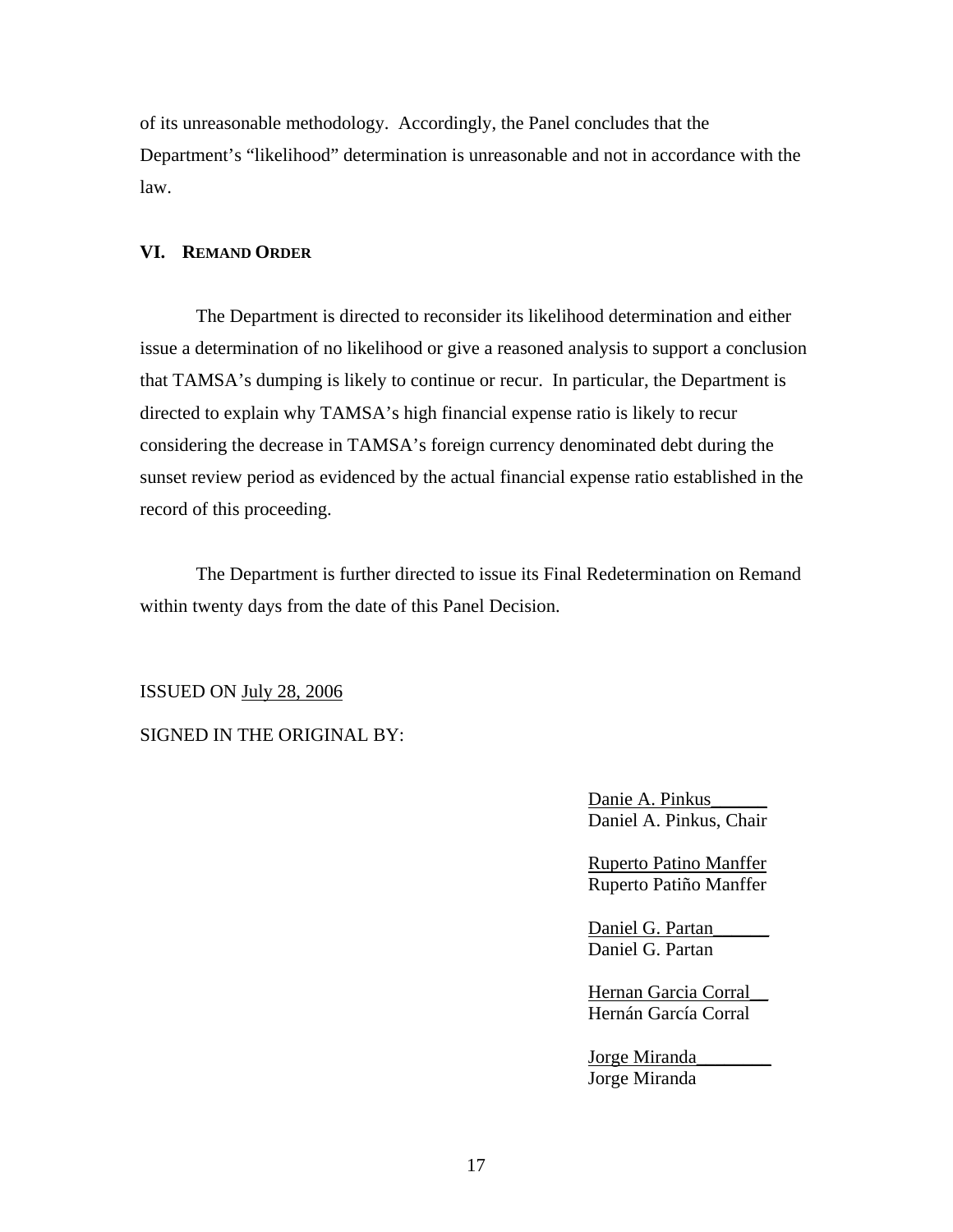of its unreasonable methodology. Accordingly, the Panel concludes that the Department's "likelihood" determination is unreasonable and not in accordance with the law.

## VI. REMAND ORDER

The Department is directed to reconsider its likelihood determination and either issue a determination of no likelihood or give a reasoned analysis to support a conclusion that TAMSA's dumping is likely to continue or recur. In particular, the Department is directed to explain why TAMSA's high financial expense ratio is likely to recur considering the decrease in TAMSA's foreign currency denominated debt during the sunset review period as evidenced by the actual financial expense ratio established in the record of this proceeding.

The Department is further directed to issue its Final Redetermination on Remand within twenty days from the date of this Panel Decision.

ISSUED ON July 28, 2006

SIGNED IN THE ORIGINAL BY:

Danie A. Pinkus______
Daniel A. Pinkus, Chair

Ruperto Patino Manffer
Ruperto Patiño Manffer

Daniel G. Partan______
Daniel G. Partan

Hernan Garcia Corral__
Hernán García Corral

Jorge Miranda________
Jorge Miranda